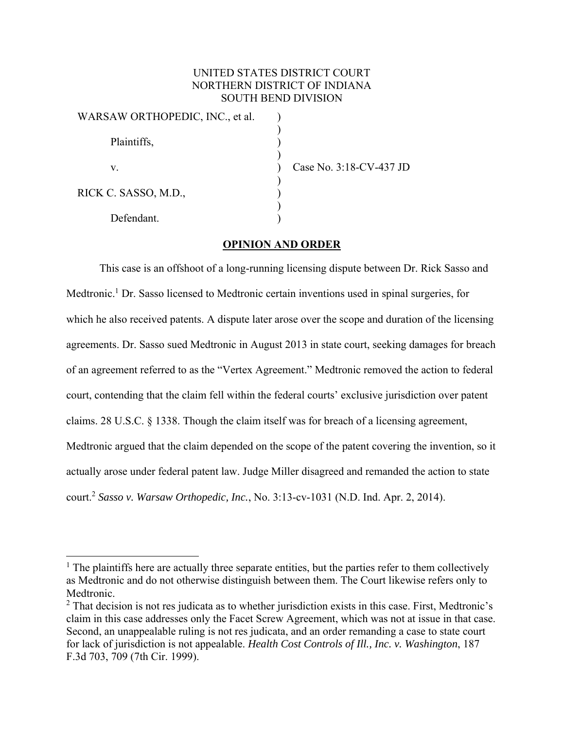UNITED STATES DISTRICT COURT
NORTHERN DISTRICT OF INDIANA
SOUTH BEND DIVISION

WARSAW ORTHOPEDIC, INC., et al.

Plaintiffs,

v.

RICK C. SASSO, M.D.,

Defendant.

Case No. 3:18-CV-437 JD

## OPINION AND ORDER

This case is an offshoot of a long-running licensing dispute between Dr. Rick Sasso and Medtronic.[1] Dr. Sasso licensed to Medtronic certain inventions used in spinal surgeries, for which he also received patents. A dispute later arose over the scope and duration of the licensing agreements. Dr. Sasso sued Medtronic in August 2013 in state court, seeking damages for breach of an agreement referred to as the "Vertex Agreement." Medtronic removed the action to federal court, contending that the claim fell within the federal courts' exclusive jurisdiction over patent claims. 28 U.S.C. § 1338. Though the claim itself was for breach of a licensing agreement, Medtronic argued that the claim depended on the scope of the patent covering the invention, so it actually arose under federal patent law. Judge Miller disagreed and remanded the action to state court.[2] *Sasso v. Warsaw Orthopedic, Inc.*, No. 3:13-cv-1031 (N.D. Ind. Apr. 2, 2014).

---

[1] The plaintiffs here are actually three separate entities, but the parties refer to them collectively as Medtronic and do not otherwise distinguish between them. The Court likewise refers only to Medtronic.

[2] That decision is not res judicata as to whether jurisdiction exists in this case. First, Medtronic's claim in this case addresses only the Facet Screw Agreement, which was not at issue in that case. Second, an unappealable ruling is not res judicata, and an order remanding a case to state court for lack of jurisdiction is not appealable. *Health Cost Controls of Ill., Inc. v. Washington*, 187 F.3d 703, 709 (7th Cir. 1999).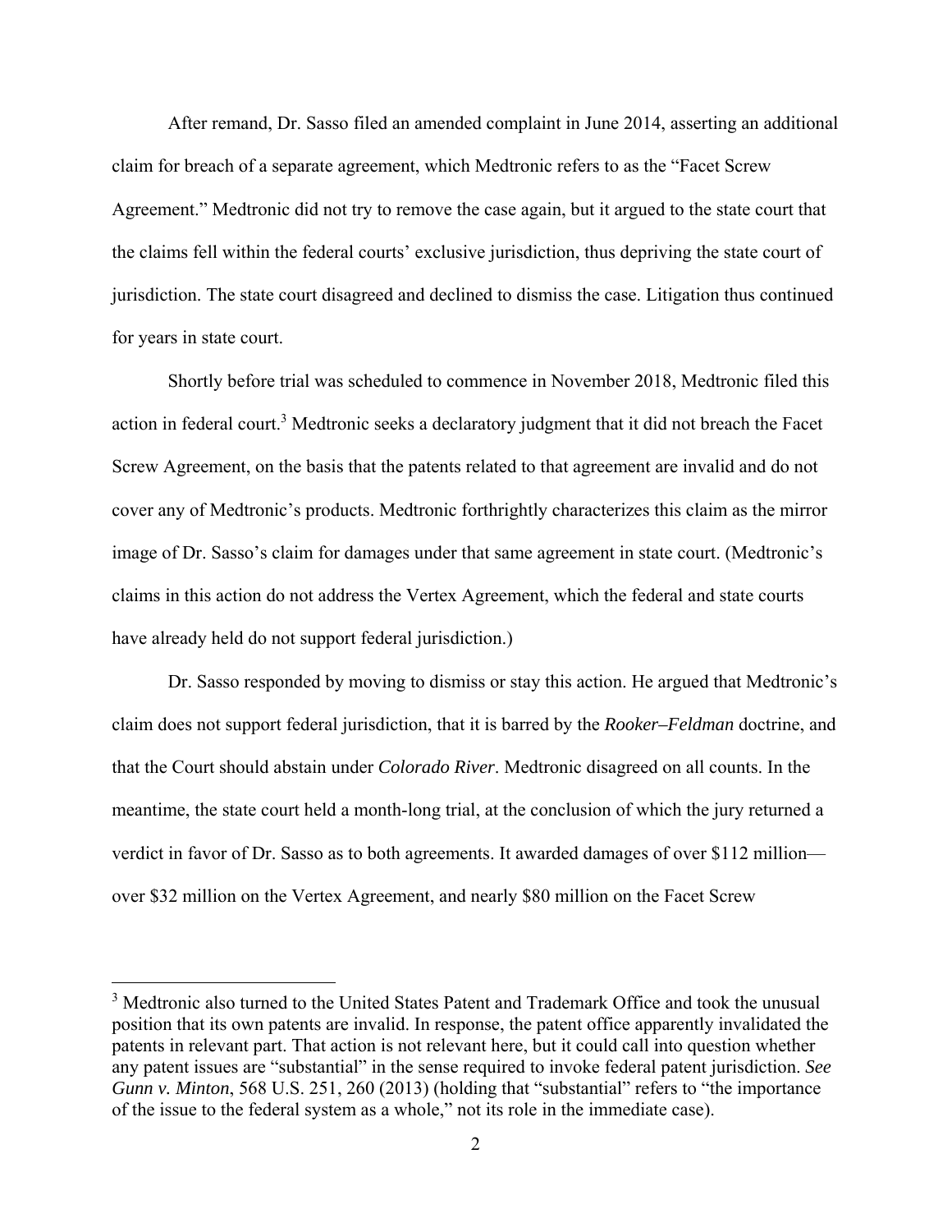After remand, Dr. Sasso filed an amended complaint in June 2014, asserting an additional claim for breach of a separate agreement, which Medtronic refers to as the "Facet Screw Agreement." Medtronic did not try to remove the case again, but it argued to the state court that the claims fell within the federal courts' exclusive jurisdiction, thus depriving the state court of jurisdiction. The state court disagreed and declined to dismiss the case. Litigation thus continued for years in state court.

Shortly before trial was scheduled to commence in November 2018, Medtronic filed this action in federal court.[3] Medtronic seeks a declaratory judgment that it did not breach the Facet Screw Agreement, on the basis that the patents related to that agreement are invalid and do not cover any of Medtronic's products. Medtronic forthrightly characterizes this claim as the mirror image of Dr. Sasso's claim for damages under that same agreement in state court. (Medtronic's claims in this action do not address the Vertex Agreement, which the federal and state courts have already held do not support federal jurisdiction.)

Dr. Sasso responded by moving to dismiss or stay this action. He argued that Medtronic's claim does not support federal jurisdiction, that it is barred by the *Rooker–Feldman* doctrine, and that the Court should abstain under *Colorado River*. Medtronic disagreed on all counts. In the meantime, the state court held a month-long trial, at the conclusion of which the jury returned a verdict in favor of Dr. Sasso as to both agreements. It awarded damages of over $112 million—over $32 million on the Vertex Agreement, and nearly $80 million on the Facet Screw

---

[3] Medtronic also turned to the United States Patent and Trademark Office and took the unusual position that its own patents are invalid. In response, the patent office apparently invalidated the patents in relevant part. That action is not relevant here, but it could call into question whether any patent issues are "substantial" in the sense required to invoke federal patent jurisdiction. *See Gunn v. Minton*, 568 U.S. 251, 260 (2013) (holding that "substantial" refers to "the importance of the issue to the federal system as a whole," not its role in the immediate case).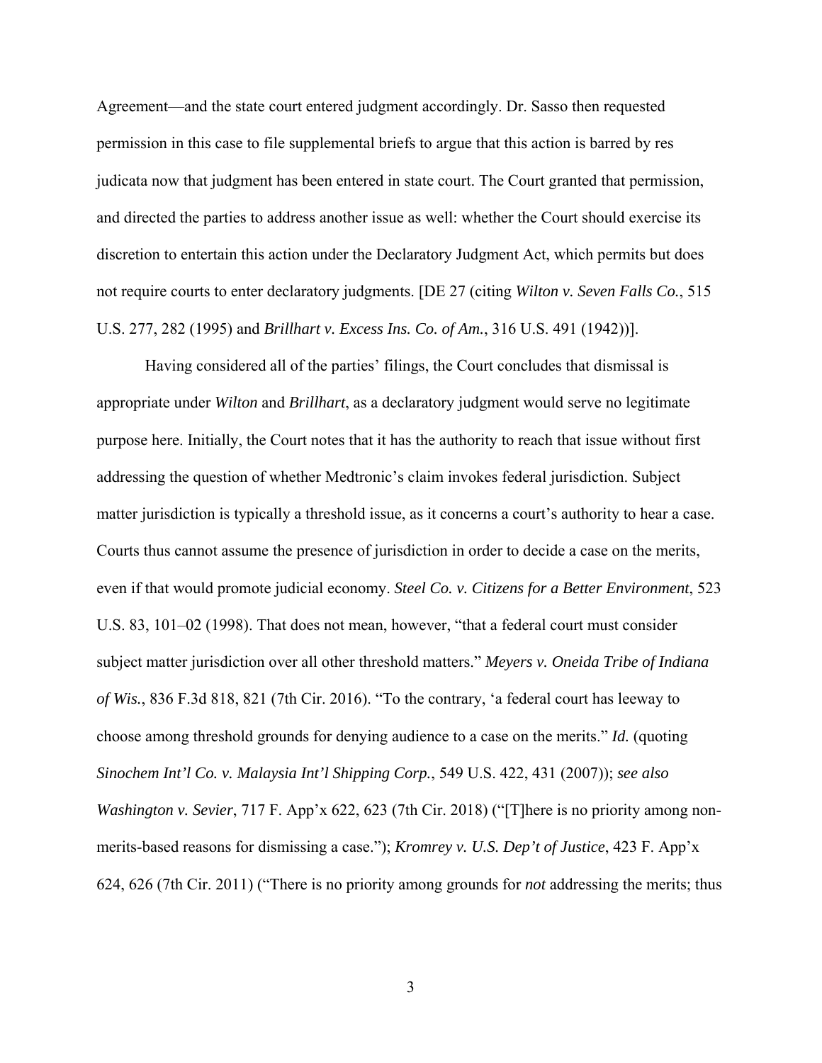Agreement—and the state court entered judgment accordingly. Dr. Sasso then requested permission in this case to file supplemental briefs to argue that this action is barred by res judicata now that judgment has been entered in state court. The Court granted that permission, and directed the parties to address another issue as well: whether the Court should exercise its discretion to entertain this action under the Declaratory Judgment Act, which permits but does not require courts to enter declaratory judgments. [DE 27 (citing *Wilton v. Seven Falls Co.*, 515 U.S. 277, 282 (1995) and *Brillhart v. Excess Ins. Co. of Am.*, 316 U.S. 491 (1942))].

Having considered all of the parties' filings, the Court concludes that dismissal is appropriate under *Wilton* and *Brillhart*, as a declaratory judgment would serve no legitimate purpose here. Initially, the Court notes that it has the authority to reach that issue without first addressing the question of whether Medtronic's claim invokes federal jurisdiction. Subject matter jurisdiction is typically a threshold issue, as it concerns a court's authority to hear a case. Courts thus cannot assume the presence of jurisdiction in order to decide a case on the merits, even if that would promote judicial economy. *Steel Co. v. Citizens for a Better Environment*, 523 U.S. 83, 101–02 (1998). That does not mean, however, "that a federal court must consider subject matter jurisdiction over all other threshold matters." *Meyers v. Oneida Tribe of Indiana of Wis.*, 836 F.3d 818, 821 (7th Cir. 2016). "To the contrary, 'a federal court has leeway to choose among threshold grounds for denying audience to a case on the merits." *Id.* (quoting *Sinochem Int'l Co. v. Malaysia Int'l Shipping Corp.*, 549 U.S. 422, 431 (2007)); *see also Washington v. Sevier*, 717 F. App'x 622, 623 (7th Cir. 2018) ("[T]here is no priority among non-merits-based reasons for dismissing a case."); *Kromrey v. U.S. Dep't of Justice*, 423 F. App'x 624, 626 (7th Cir. 2011) ("There is no priority among grounds for *not* addressing the merits; thus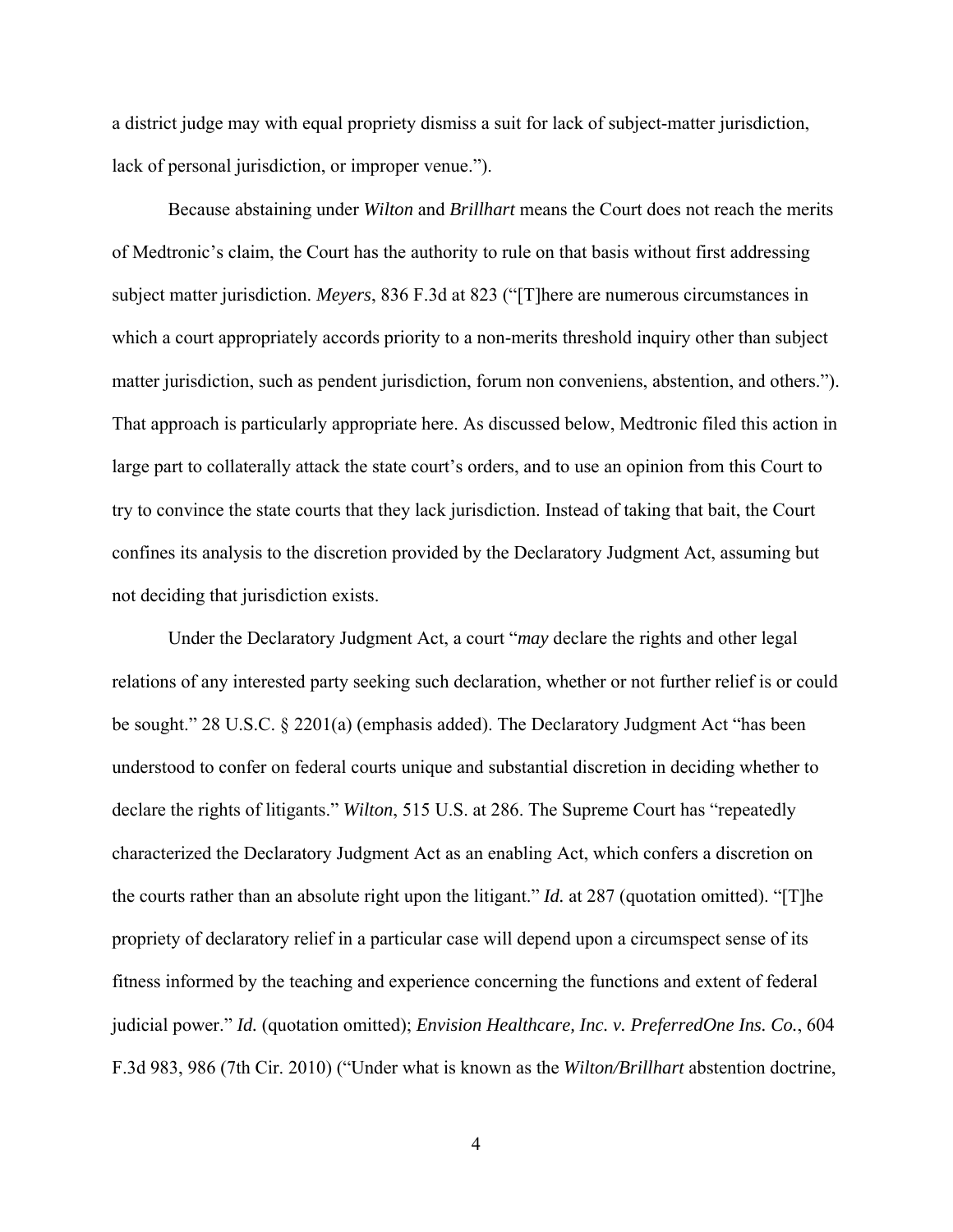a district judge may with equal propriety dismiss a suit for lack of subject-matter jurisdiction, lack of personal jurisdiction, or improper venue.").

Because abstaining under *Wilton* and *Brillhart* means the Court does not reach the merits of Medtronic's claim, the Court has the authority to rule on that basis without first addressing subject matter jurisdiction. *Meyers*, 836 F.3d at 823 ("[T]here are numerous circumstances in which a court appropriately accords priority to a non-merits threshold inquiry other than subject matter jurisdiction, such as pendent jurisdiction, forum non conveniens, abstention, and others."). That approach is particularly appropriate here. As discussed below, Medtronic filed this action in large part to collaterally attack the state court's orders, and to use an opinion from this Court to try to convince the state courts that they lack jurisdiction. Instead of taking that bait, the Court confines its analysis to the discretion provided by the Declaratory Judgment Act, assuming but not deciding that jurisdiction exists.

Under the Declaratory Judgment Act, a court "*may* declare the rights and other legal relations of any interested party seeking such declaration, whether or not further relief is or could be sought." 28 U.S.C. § 2201(a) (emphasis added). The Declaratory Judgment Act "has been understood to confer on federal courts unique and substantial discretion in deciding whether to declare the rights of litigants." *Wilton*, 515 U.S. at 286. The Supreme Court has "repeatedly characterized the Declaratory Judgment Act as an enabling Act, which confers a discretion on the courts rather than an absolute right upon the litigant." *Id.* at 287 (quotation omitted). "[T]he propriety of declaratory relief in a particular case will depend upon a circumspect sense of its fitness informed by the teaching and experience concerning the functions and extent of federal judicial power." *Id.* (quotation omitted); *Envision Healthcare, Inc. v. PreferredOne Ins. Co.*, 604 F.3d 983, 986 (7th Cir. 2010) ("Under what is known as the *Wilton/Brillhart* abstention doctrine,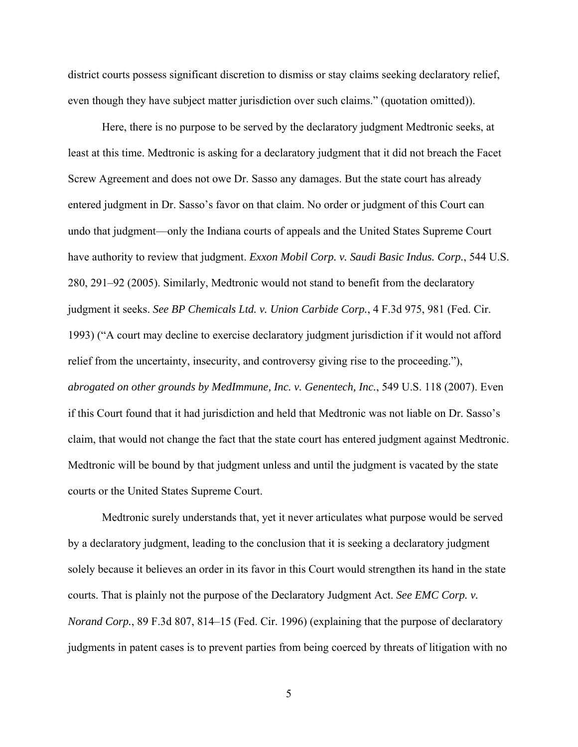district courts possess significant discretion to dismiss or stay claims seeking declaratory relief, even though they have subject matter jurisdiction over such claims." (quotation omitted)).

Here, there is no purpose to be served by the declaratory judgment Medtronic seeks, at least at this time. Medtronic is asking for a declaratory judgment that it did not breach the Facet Screw Agreement and does not owe Dr. Sasso any damages. But the state court has already entered judgment in Dr. Sasso's favor on that claim. No order or judgment of this Court can undo that judgment—only the Indiana courts of appeals and the United States Supreme Court have authority to review that judgment. *Exxon Mobil Corp. v. Saudi Basic Indus. Corp.*, 544 U.S. 280, 291–92 (2005). Similarly, Medtronic would not stand to benefit from the declaratory judgment it seeks. *See BP Chemicals Ltd. v. Union Carbide Corp.*, 4 F.3d 975, 981 (Fed. Cir. 1993) ("A court may decline to exercise declaratory judgment jurisdiction if it would not afford relief from the uncertainty, insecurity, and controversy giving rise to the proceeding."), *abrogated on other grounds by MedImmune, Inc. v. Genentech, Inc.*, 549 U.S. 118 (2007). Even if this Court found that it had jurisdiction and held that Medtronic was not liable on Dr. Sasso's claim, that would not change the fact that the state court has entered judgment against Medtronic. Medtronic will be bound by that judgment unless and until the judgment is vacated by the state courts or the United States Supreme Court.

Medtronic surely understands that, yet it never articulates what purpose would be served by a declaratory judgment, leading to the conclusion that it is seeking a declaratory judgment solely because it believes an order in its favor in this Court would strengthen its hand in the state courts. That is plainly not the purpose of the Declaratory Judgment Act. *See EMC Corp. v. Norand Corp.*, 89 F.3d 807, 814–15 (Fed. Cir. 1996) (explaining that the purpose of declaratory judgments in patent cases is to prevent parties from being coerced by threats of litigation with no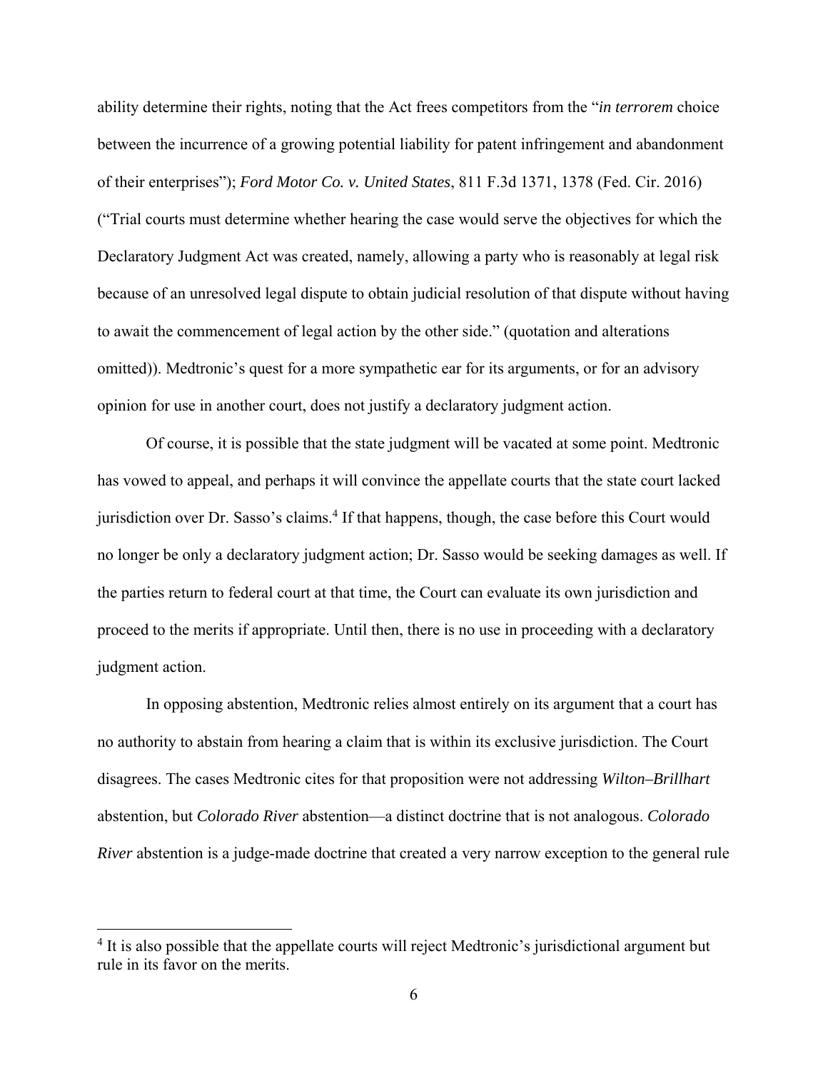ability determine their rights, noting that the Act frees competitors from the "*in terrorem* choice between the incurrence of a growing potential liability for patent infringement and abandonment of their enterprises"); *Ford Motor Co. v. United States*, 811 F.3d 1371, 1378 (Fed. Cir. 2016) ("Trial courts must determine whether hearing the case would serve the objectives for which the Declaratory Judgment Act was created, namely, allowing a party who is reasonably at legal risk because of an unresolved legal dispute to obtain judicial resolution of that dispute without having to await the commencement of legal action by the other side." (quotation and alterations omitted)). Medtronic's quest for a more sympathetic ear for its arguments, or for an advisory opinion for use in another court, does not justify a declaratory judgment action.

Of course, it is possible that the state judgment will be vacated at some point. Medtronic has vowed to appeal, and perhaps it will convince the appellate courts that the state court lacked jurisdiction over Dr. Sasso's claims.[4] If that happens, though, the case before this Court would no longer be only a declaratory judgment action; Dr. Sasso would be seeking damages as well. If the parties return to federal court at that time, the Court can evaluate its own jurisdiction and proceed to the merits if appropriate. Until then, there is no use in proceeding with a declaratory judgment action.

In opposing abstention, Medtronic relies almost entirely on its argument that a court has no authority to abstain from hearing a claim that is within its exclusive jurisdiction. The Court disagrees. The cases Medtronic cites for that proposition were not addressing *Wilton–Brillhart* abstention, but *Colorado River* abstention—a distinct doctrine that is not analogous. *Colorado River* abstention is a judge-made doctrine that created a very narrow exception to the general rule

[4] It is also possible that the appellate courts will reject Medtronic's jurisdictional argument but rule in its favor on the merits.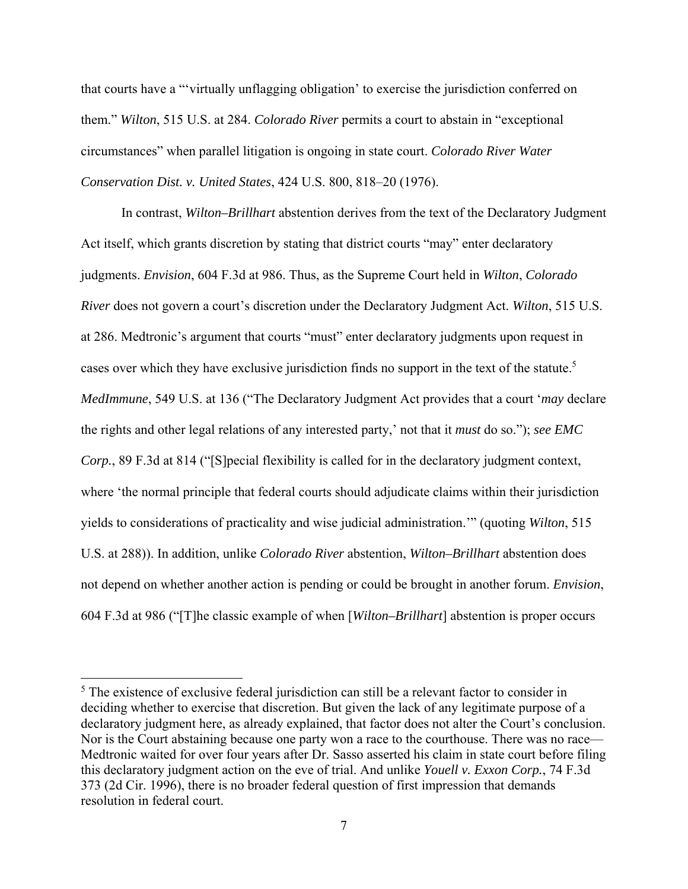that courts have a "'virtually unflagging obligation' to exercise the jurisdiction conferred on them." *Wilton*, 515 U.S. at 284. *Colorado River* permits a court to abstain in "exceptional circumstances" when parallel litigation is ongoing in state court. *Colorado River Water Conservation Dist. v. United States*, 424 U.S. 800, 818–20 (1976).

In contrast, *Wilton–Brillhart* abstention derives from the text of the Declaratory Judgment Act itself, which grants discretion by stating that district courts "may" enter declaratory judgments. *Envision*, 604 F.3d at 986. Thus, as the Supreme Court held in *Wilton*, *Colorado River* does not govern a court's discretion under the Declaratory Judgment Act. *Wilton*, 515 U.S. at 286. Medtronic's argument that courts "must" enter declaratory judgments upon request in cases over which they have exclusive jurisdiction finds no support in the text of the statute.[5] *MedImmune*, 549 U.S. at 136 ("The Declaratory Judgment Act provides that a court '*may* declare the rights and other legal relations of any interested party,' not that it *must* do so."); *see EMC Corp.*, 89 F.3d at 814 ("[S]pecial flexibility is called for in the declaratory judgment context, where 'the normal principle that federal courts should adjudicate claims within their jurisdiction yields to considerations of practicality and wise judicial administration.'" (quoting *Wilton*, 515 U.S. at 288)). In addition, unlike *Colorado River* abstention, *Wilton–Brillhart* abstention does not depend on whether another action is pending or could be brought in another forum. *Envision*, 604 F.3d at 986 ("[T]he classic example of when [*Wilton–Brillhart*] abstention is proper occurs

---

[5] The existence of exclusive federal jurisdiction can still be a relevant factor to consider in deciding whether to exercise that discretion. But given the lack of any legitimate purpose of a declaratory judgment here, as already explained, that factor does not alter the Court's conclusion. Nor is the Court abstaining because one party won a race to the courthouse. There was no race—Medtronic waited for over four years after Dr. Sasso asserted his claim in state court before filing this declaratory judgment action on the eve of trial. And unlike *Youell v. Exxon Corp.*, 74 F.3d 373 (2d Cir. 1996), there is no broader federal question of first impression that demands resolution in federal court.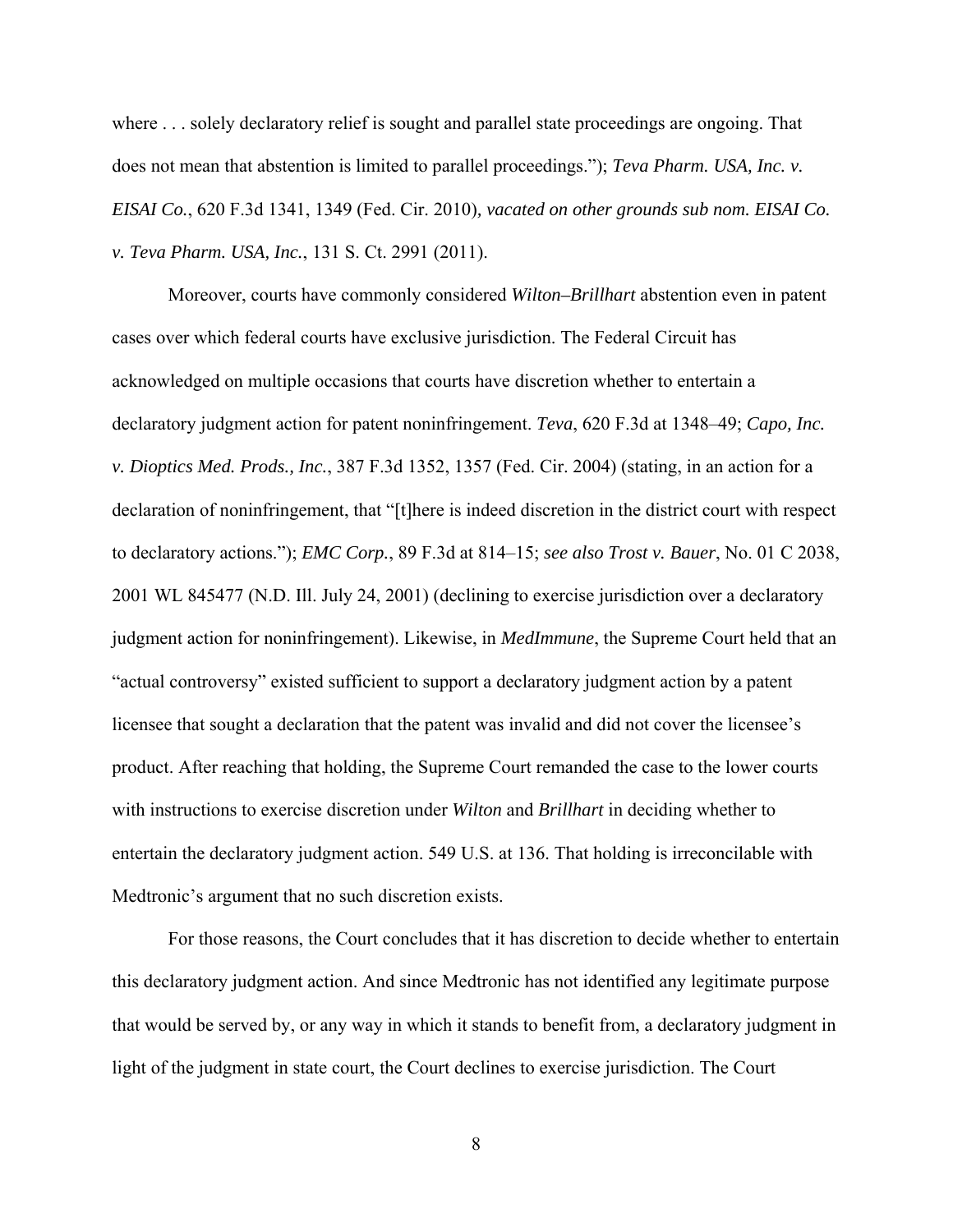where . . . solely declaratory relief is sought and parallel state proceedings are ongoing. That does not mean that abstention is limited to parallel proceedings."); *Teva Pharm. USA, Inc. v. EISAI Co.*, 620 F.3d 1341, 1349 (Fed. Cir. 2010), *vacated on other grounds sub nom. EISAI Co. v. Teva Pharm. USA, Inc.*, 131 S. Ct. 2991 (2011).

Moreover, courts have commonly considered *Wilton–Brillhart* abstention even in patent cases over which federal courts have exclusive jurisdiction. The Federal Circuit has acknowledged on multiple occasions that courts have discretion whether to entertain a declaratory judgment action for patent noninfringement. *Teva*, 620 F.3d at 1348–49; *Capo, Inc. v. Dioptics Med. Prods., Inc.*, 387 F.3d 1352, 1357 (Fed. Cir. 2004) (stating, in an action for a declaration of noninfringement, that "[t]here is indeed discretion in the district court with respect to declaratory actions."); *EMC Corp.*, 89 F.3d at 814–15; *see also Trost v. Bauer*, No. 01 C 2038, 2001 WL 845477 (N.D. Ill. July 24, 2001) (declining to exercise jurisdiction over a declaratory judgment action for noninfringement). Likewise, in *MedImmune*, the Supreme Court held that an "actual controversy" existed sufficient to support a declaratory judgment action by a patent licensee that sought a declaration that the patent was invalid and did not cover the licensee's product. After reaching that holding, the Supreme Court remanded the case to the lower courts with instructions to exercise discretion under *Wilton* and *Brillhart* in deciding whether to entertain the declaratory judgment action. 549 U.S. at 136. That holding is irreconcilable with Medtronic's argument that no such discretion exists.

For those reasons, the Court concludes that it has discretion to decide whether to entertain this declaratory judgment action. And since Medtronic has not identified any legitimate purpose that would be served by, or any way in which it stands to benefit from, a declaratory judgment in light of the judgment in state court, the Court declines to exercise jurisdiction. The Court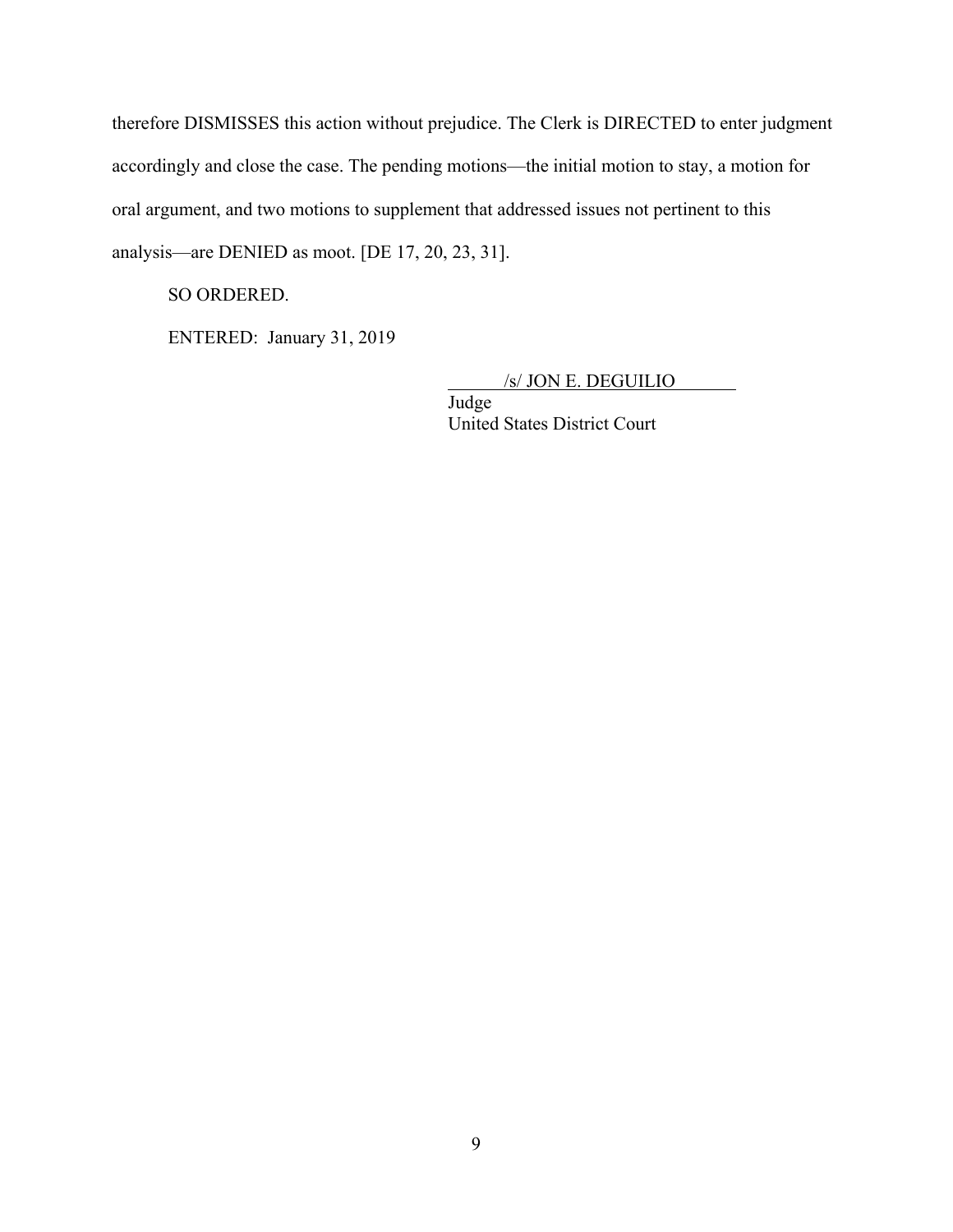therefore DISMISSES this action without prejudice. The Clerk is DIRECTED to enter judgment accordingly and close the case. The pending motions—the initial motion to stay, a motion for oral argument, and two motions to supplement that addressed issues not pertinent to this analysis—are DENIED as moot. [DE 17, 20, 23, 31].

SO ORDERED.

ENTERED: January 31, 2019

/s/ JON E. DEGUILIO
Judge
United States District Court